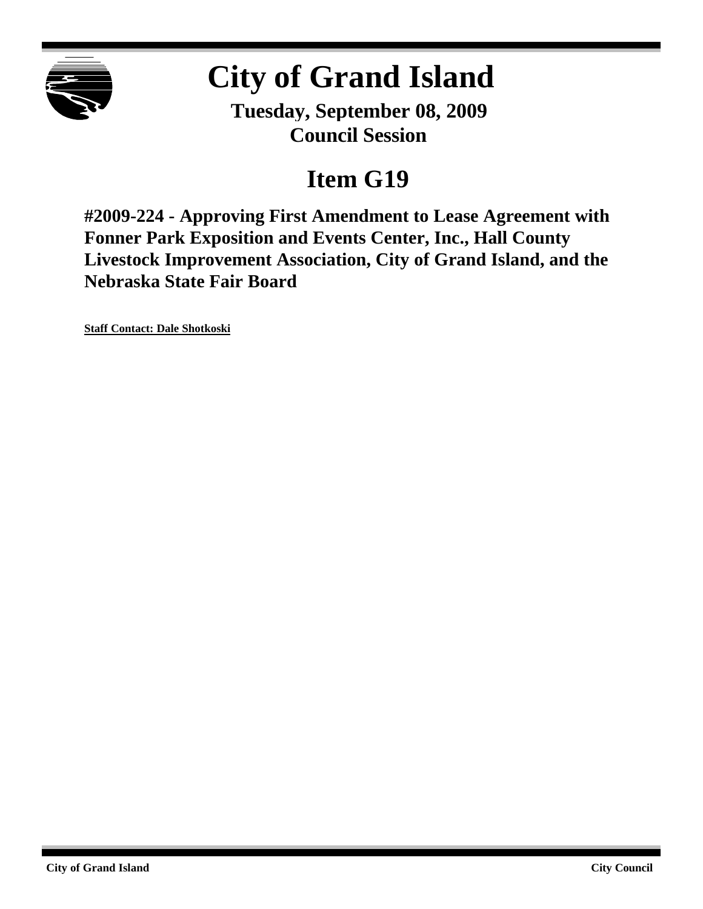# City of Grand Island

**Tuesday, September 08, 2009**
**Council Session**

## Item G19

**#2009-224 - Approving First Amendment to Lease Agreement with Fonner Park Exposition and Events Center, Inc., Hall County Livestock Improvement Association, City of Grand Island, and the Nebraska State Fair Board**

**Staff Contact: Dale Shotkoski**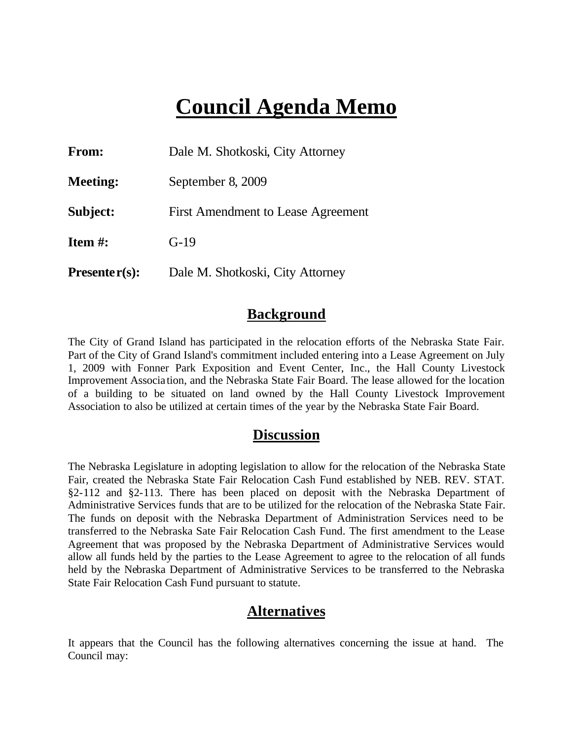# Council Agenda Memo

**From:** Dale M. Shotkoski, City Attorney

**Meeting:** September 8, 2009

**Subject:** First Amendment to Lease Agreement

**Item #:** G-19

**Presenter(s):** Dale M. Shotkoski, City Attorney

## Background

The City of Grand Island has participated in the relocation efforts of the Nebraska State Fair. Part of the City of Grand Island's commitment included entering into a Lease Agreement on July 1, 2009 with Fonner Park Exposition and Event Center, Inc., the Hall County Livestock Improvement Association, and the Nebraska State Fair Board. The lease allowed for the location of a building to be situated on land owned by the Hall County Livestock Improvement Association to also be utilized at certain times of the year by the Nebraska State Fair Board.

## Discussion

The Nebraska Legislature in adopting legislation to allow for the relocation of the Nebraska State Fair, created the Nebraska State Fair Relocation Cash Fund established by NEB. REV. STAT. §2-112 and §2-113. There has been placed on deposit with the Nebraska Department of Administrative Services funds that are to be utilized for the relocation of the Nebraska State Fair. The funds on deposit with the Nebraska Department of Administration Services need to be transferred to the Nebraska Sate Fair Relocation Cash Fund. The first amendment to the Lease Agreement that was proposed by the Nebraska Department of Administrative Services would allow all funds held by the parties to the Lease Agreement to agree to the relocation of all funds held by the Nebraska Department of Administrative Services to be transferred to the Nebraska State Fair Relocation Cash Fund pursuant to statute.

## Alternatives

It appears that the Council has the following alternatives concerning the issue at hand. The Council may: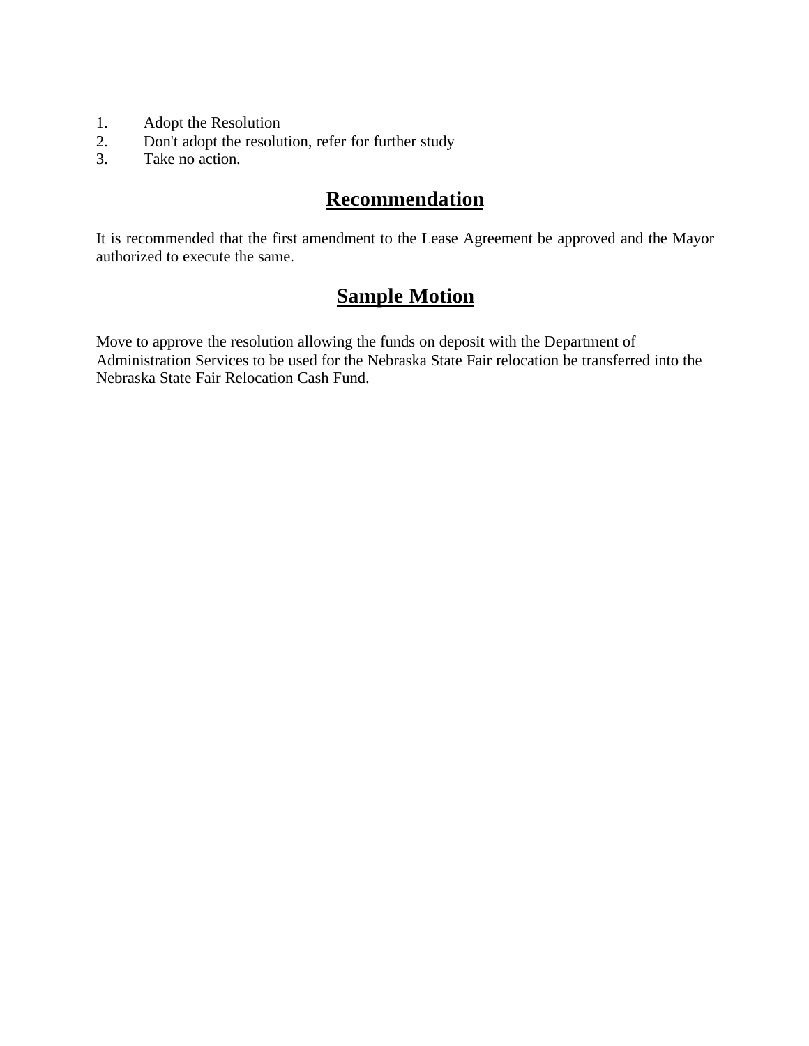1. Adopt the Resolution
2. Don't adopt the resolution, refer for further study
3. Take no action.

## Recommendation

It is recommended that the first amendment to the Lease Agreement be approved and the Mayor authorized to execute the same.

## Sample Motion

Move to approve the resolution allowing the funds on deposit with the Department of Administration Services to be used for the Nebraska State Fair relocation be transferred into the Nebraska State Fair Relocation Cash Fund.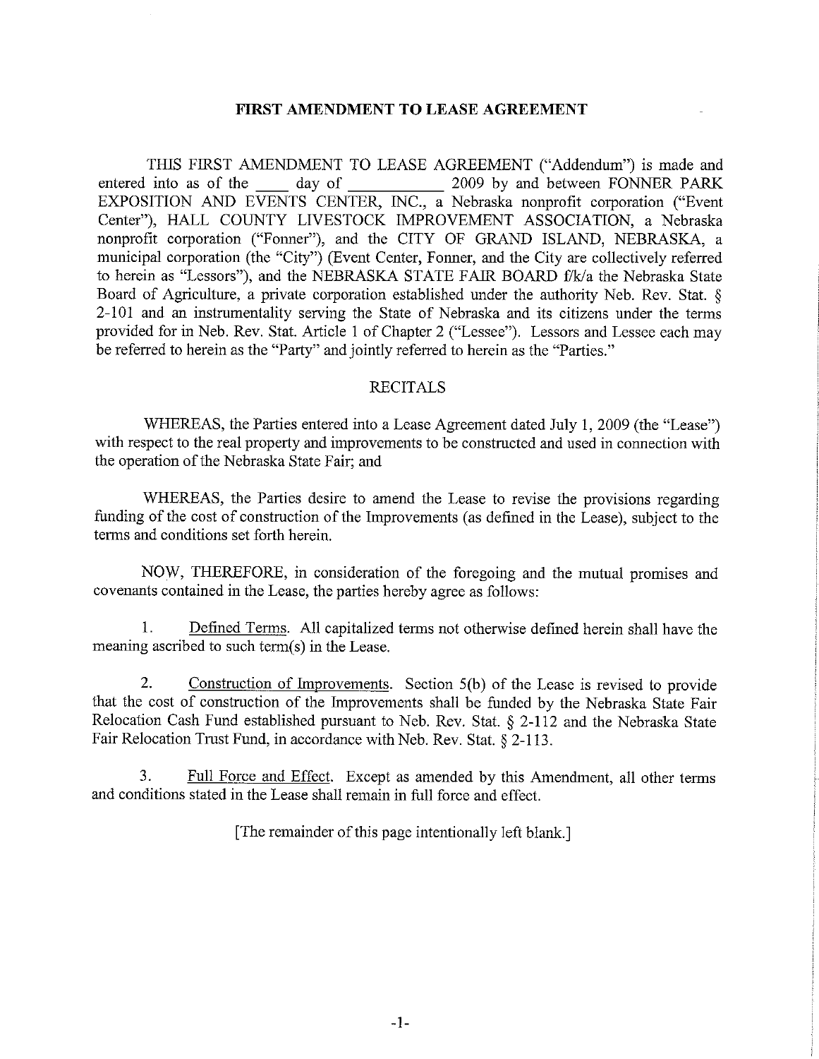**FIRST AMENDMENT TO LEASE AGREEMENT**

THIS FIRST AMENDMENT TO LEASE AGREEMENT ("Addendum") is made and entered into as of the ____ day of ___________ 2009 by and between FONNER PARK EXPOSITION AND EVENTS CENTER, INC., a Nebraska nonprofit corporation ("Event Center"), HALL COUNTY LIVESTOCK IMPROVEMENT ASSOCIATION, a Nebraska nonprofit corporation ("Fonner"), and the CITY OF GRAND ISLAND, NEBRASKA, a municipal corporation (the "City") (Event Center, Fonner, and the City are collectively referred to herein as "Lessors"), and the NEBRASKA STATE FAIR BOARD f/k/a the Nebraska State Board of Agriculture, a private corporation established under the authority Neb. Rev. Stat. § 2-101 and an instrumentality serving the State of Nebraska and its citizens under the terms provided for in Neb. Rev. Stat. Article 1 of Chapter 2 ("Lessee"). Lessors and Lessee each may be referred to herein as the "Party" and jointly referred to herein as the "Parties."

RECITALS

WHEREAS, the Parties entered into a Lease Agreement dated July 1, 2009 (the "Lease") with respect to the real property and improvements to be constructed and used in connection with the operation of the Nebraska State Fair; and

WHEREAS, the Parties desire to amend the Lease to revise the provisions regarding funding of the cost of construction of the Improvements (as defined in the Lease), subject to the terms and conditions set forth herein.

NOW, THEREFORE, in consideration of the foregoing and the mutual promises and covenants contained in the Lease, the parties hereby agree as follows:

1. Defined Terms. All capitalized terms not otherwise defined herein shall have the meaning ascribed to such term(s) in the Lease.

2. Construction of Improvements. Section 5(b) of the Lease is revised to provide that the cost of construction of the Improvements shall be funded by the Nebraska State Fair Relocation Cash Fund established pursuant to Neb. Rev. Stat. § 2-112 and the Nebraska State Fair Relocation Trust Fund, in accordance with Neb. Rev. Stat. § 2-113.

3. Full Force and Effect. Except as amended by this Amendment, all other terms and conditions stated in the Lease shall remain in full force and effect.

[The remainder of this page intentionally left blank.]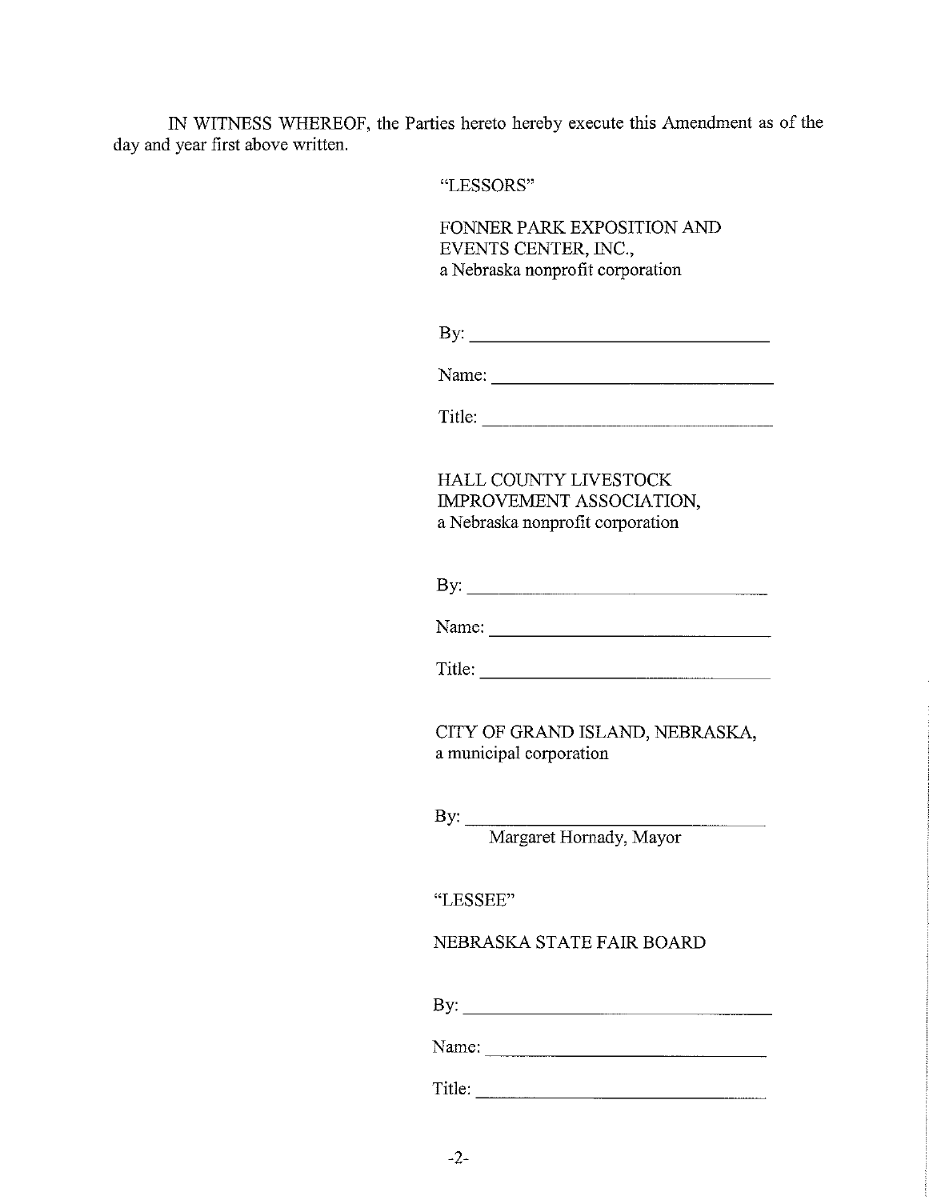IN WITNESS WHEREOF, the Parties hereto hereby execute this Amendment as of the day and year first above written.

"LESSORS"

FONNER PARK EXPOSITION AND EVENTS CENTER, INC.,
a Nebraska nonprofit corporation

By: ______________________________

Name: ______________________________

Title: ______________________________

HALL COUNTY LIVESTOCK IMPROVEMENT ASSOCIATION,
a Nebraska nonprofit corporation

By: ______________________________

Name: ______________________________

Title: ______________________________

CITY OF GRAND ISLAND, NEBRASKA,
a municipal corporation

By: ______________________________
Margaret Hornady, Mayor

"LESSEE"

NEBRASKA STATE FAIR BOARD

By: ______________________________

Name: ______________________________

Title: ______________________________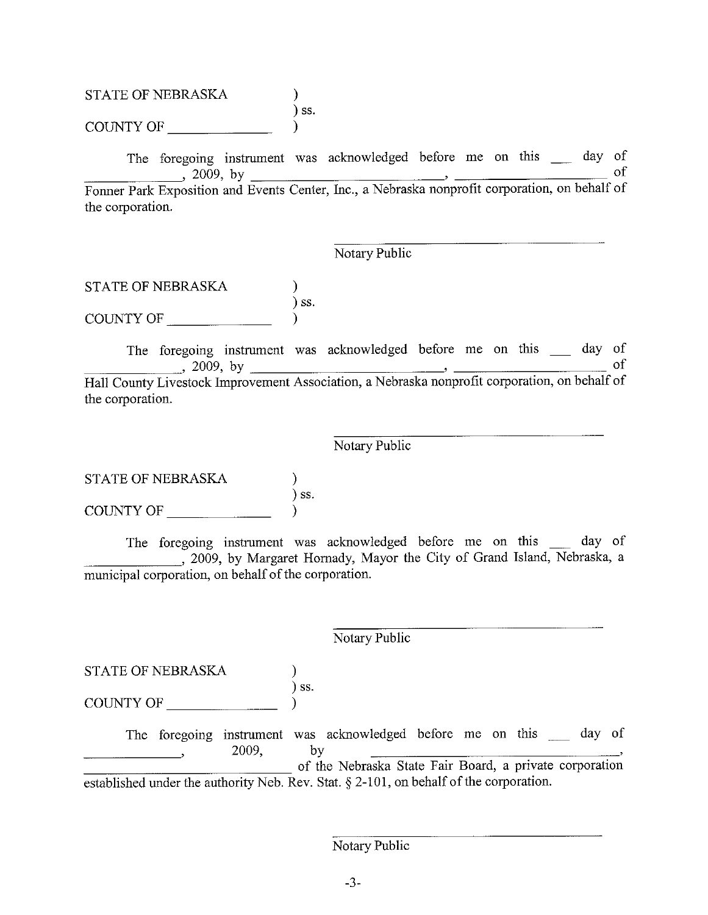STATE OF NEBRASKA )
) ss.
COUNTY OF ______________ )

The foregoing instrument was acknowledged before me on this ___ day of _____________, 2009, by ___________________________, ______________________ of Fonner Park Exposition and Events Center, Inc., a Nebraska nonprofit corporation, on behalf of the corporation.

_________________________________
Notary Public

STATE OF NEBRASKA )
) ss.
COUNTY OF ______________ )

The foregoing instrument was acknowledged before me on this ___ day of _____________, 2009, by ___________________________, ______________________ of Hall County Livestock Improvement Association, a Nebraska nonprofit corporation, on behalf of the corporation.

_________________________________
Notary Public

STATE OF NEBRASKA )
) ss.
COUNTY OF ______________ )

The foregoing instrument was acknowledged before me on this ___ day of _____________, 2009, by Margaret Hornady, Mayor the City of Grand Island, Nebraska, a municipal corporation, on behalf of the corporation.

_________________________________
Notary Public

STATE OF NEBRASKA )
) ss.
COUNTY OF ______________ )

The foregoing instrument was acknowledged before me on this ___ day of _____________, 2009, by ___________________________, ___________________________ of the Nebraska State Fair Board, a private corporation established under the authority Neb. Rev. Stat. § 2-101, on behalf of the corporation.

_________________________________
Notary Public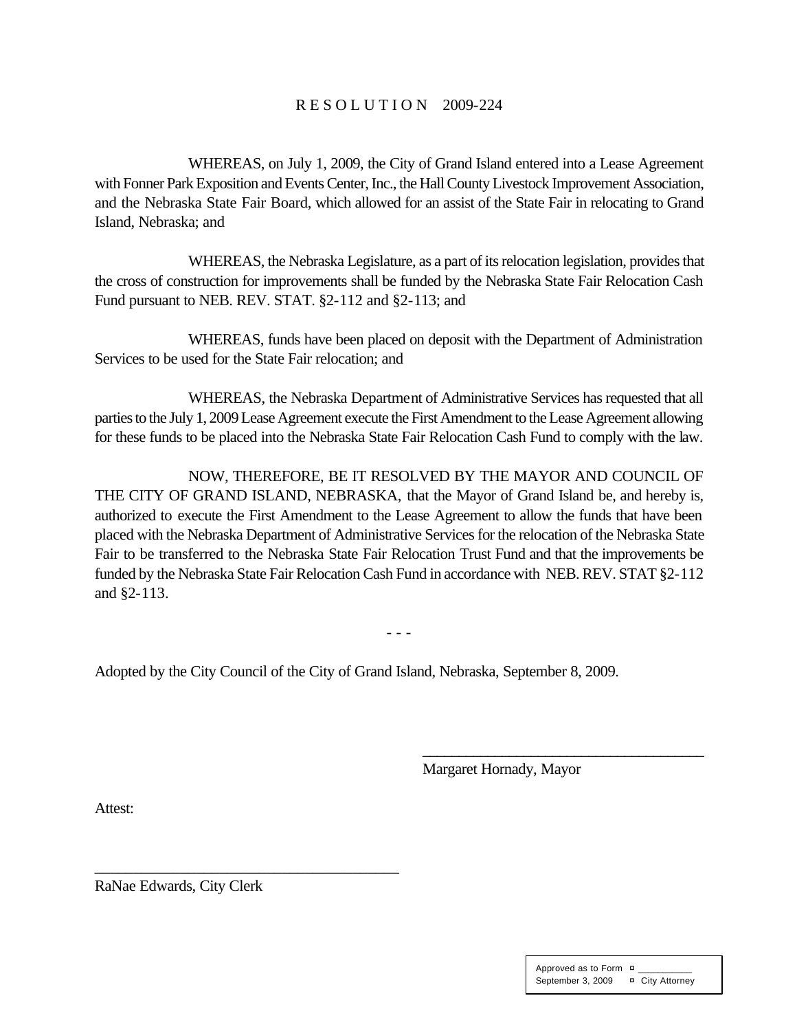# R E S O L U T I O N 2009-224

WHEREAS, on July 1, 2009, the City of Grand Island entered into a Lease Agreement with Fonner Park Exposition and Events Center, Inc., the Hall County Livestock Improvement Association, and the Nebraska State Fair Board, which allowed for an assist of the State Fair in relocating to Grand Island, Nebraska; and

WHEREAS, the Nebraska Legislature, as a part of its relocation legislation, provides that the cross of construction for improvements shall be funded by the Nebraska State Fair Relocation Cash Fund pursuant to NEB. REV. STAT. §2-112 and §2-113; and

WHEREAS, funds have been placed on deposit with the Department of Administration Services to be used for the State Fair relocation; and

WHEREAS, the Nebraska Department of Administrative Services has requested that all parties to the July 1, 2009 Lease Agreement execute the First Amendment to the Lease Agreement allowing for these funds to be placed into the Nebraska State Fair Relocation Cash Fund to comply with the law.

NOW, THEREFORE, BE IT RESOLVED BY THE MAYOR AND COUNCIL OF THE CITY OF GRAND ISLAND, NEBRASKA, that the Mayor of Grand Island be, and hereby is, authorized to execute the First Amendment to the Lease Agreement to allow the funds that have been placed with the Nebraska Department of Administrative Services for the relocation of the Nebraska State Fair to be transferred to the Nebraska State Fair Relocation Trust Fund and that the improvements be funded by the Nebraska State Fair Relocation Cash Fund in accordance with NEB. REV. STAT §2-112 and §2-113.

- - -

Adopted by the City Council of the City of Grand Island, Nebraska, September 8, 2009.

_____________________________________
Margaret Hornady, Mayor

Attest:

_____________________________________
RaNae Edwards, City Clerk

Approved as to Form ¤ __________
September 3, 2009 ¤ City Attorney